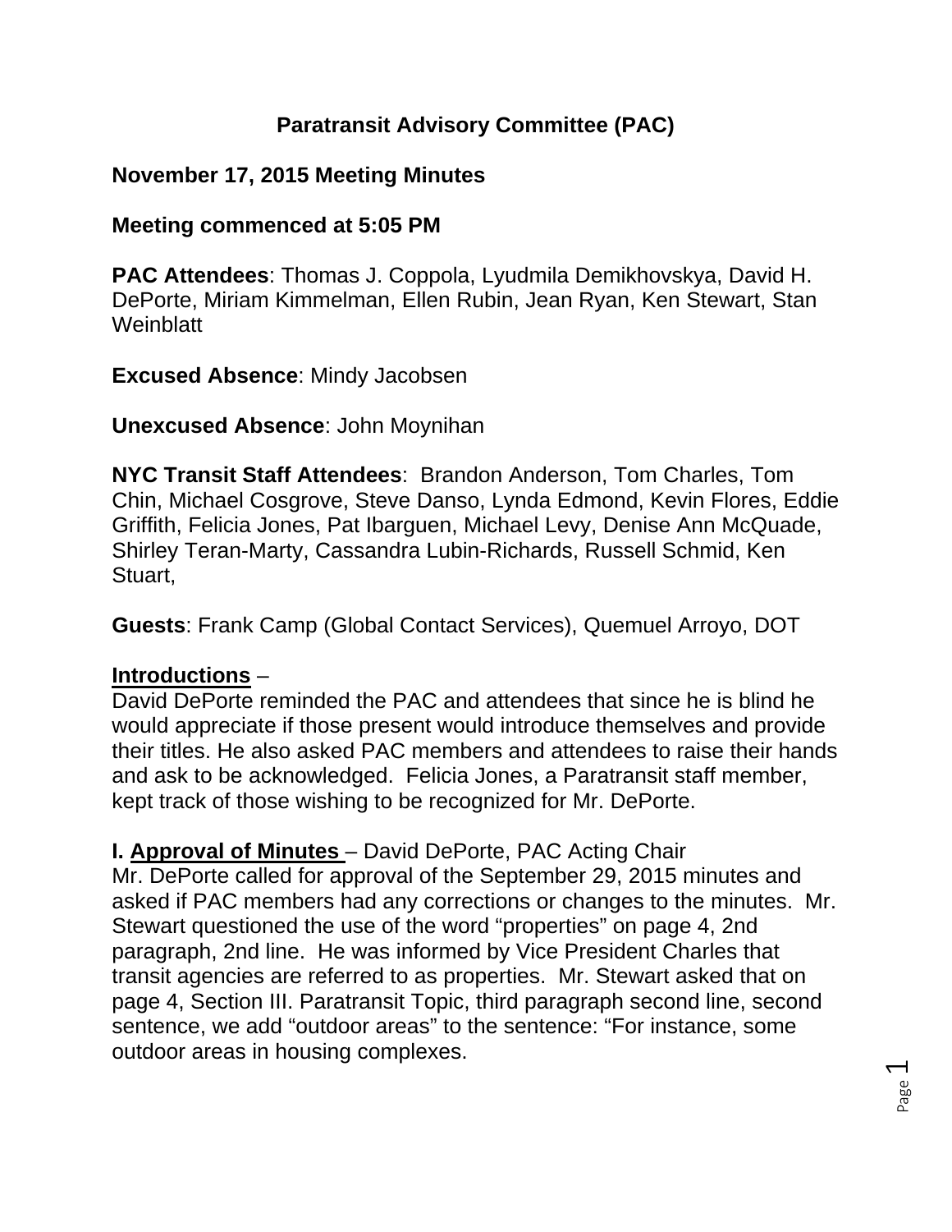# Paratransit Advisory Committee (PAC)

## November 17, 2015 Meeting Minutes

**Meeting commenced at 5:05 PM**

**PAC Attendees**: Thomas J. Coppola, Lyudmila Demikhovskya, David H. DePorte, Miriam Kimmelman, Ellen Rubin, Jean Ryan, Ken Stewart, Stan Weinblatt

**Excused Absence**: Mindy Jacobsen

**Unexcused Absence**: John Moynihan

**NYC Transit Staff Attendees**: Brandon Anderson, Tom Charles, Tom Chin, Michael Cosgrove, Steve Danso, Lynda Edmond, Kevin Flores, Eddie Griffith, Felicia Jones, Pat Ibarguen, Michael Levy, Denise Ann McQuade, Shirley Teran-Marty, Cassandra Lubin-Richards, Russell Schmid, Ken Stuart,

**Guests**: Frank Camp (Global Contact Services), Quemuel Arroyo, DOT

**<u>Introductions</u>** –
David DePorte reminded the PAC and attendees that since he is blind he would appreciate if those present would introduce themselves and provide their titles. He also asked PAC members and attendees to raise their hands and ask to be acknowledged. Felicia Jones, a Paratransit staff member, kept track of those wishing to be recognized for Mr. DePorte.

**I. <u>Approval of Minutes</u>** – David DePorte, PAC Acting Chair
Mr. DePorte called for approval of the September 29, 2015 minutes and asked if PAC members had any corrections or changes to the minutes. Mr. Stewart questioned the use of the word "properties" on page 4, 2nd paragraph, 2nd line. He was informed by Vice President Charles that transit agencies are referred to as properties. Mr. Stewart asked that on page 4, Section III. Paratransit Topic, third paragraph second line, second sentence, we add "outdoor areas" to the sentence: "For instance, some outdoor areas in housing complexes.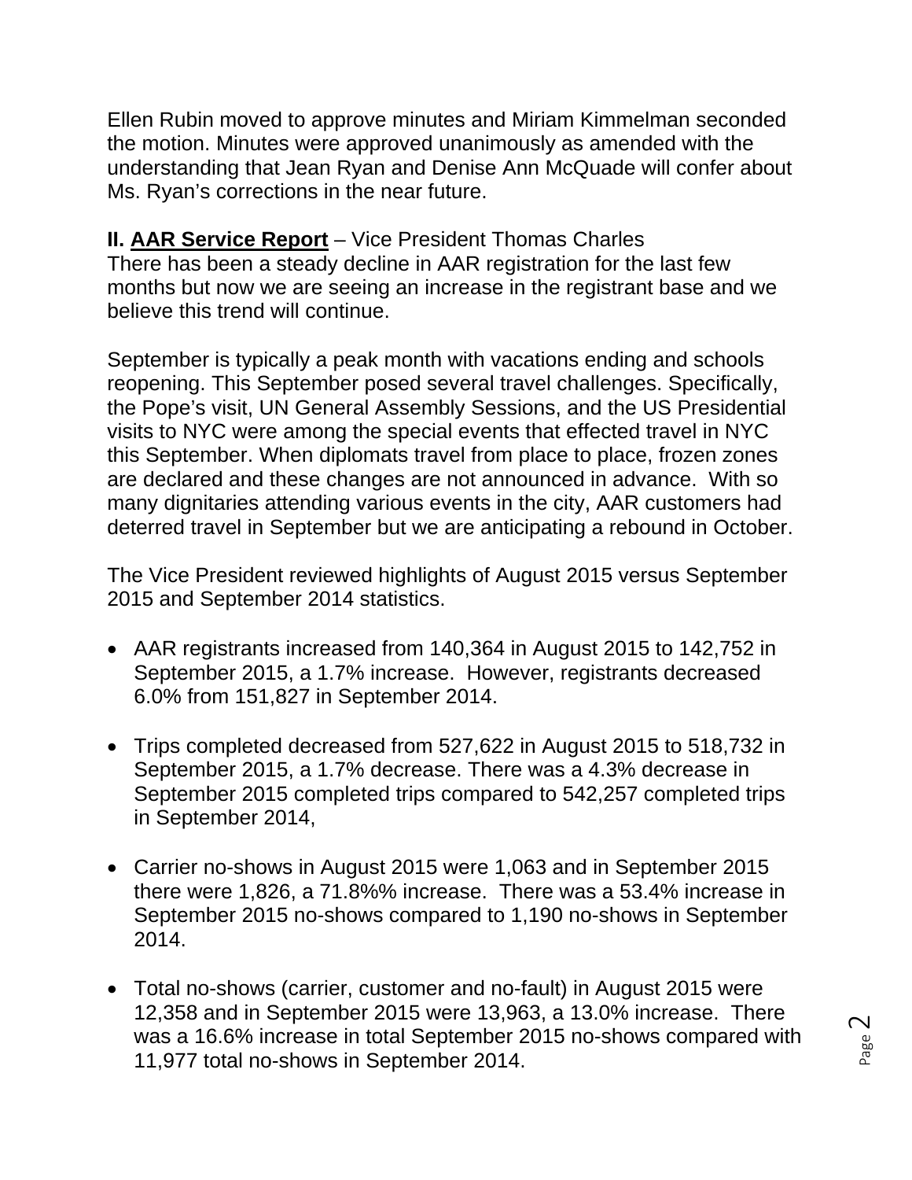Ellen Rubin moved to approve minutes and Miriam Kimmelman seconded the motion. Minutes were approved unanimously as amended with the understanding that Jean Ryan and Denise Ann McQuade will confer about Ms. Ryan's corrections in the near future.

**II. AAR Service Report** – Vice President Thomas Charles

There has been a steady decline in AAR registration for the last few months but now we are seeing an increase in the registrant base and we believe this trend will continue.

September is typically a peak month with vacations ending and schools reopening. This September posed several travel challenges. Specifically, the Pope's visit, UN General Assembly Sessions, and the US Presidential visits to NYC were among the special events that effected travel in NYC this September. When diplomats travel from place to place, frozen zones are declared and these changes are not announced in advance. With so many dignitaries attending various events in the city, AAR customers had deterred travel in September but we are anticipating a rebound in October.

The Vice President reviewed highlights of August 2015 versus September 2015 and September 2014 statistics.

- AAR registrants increased from 140,364 in August 2015 to 142,752 in September 2015, a 1.7% increase. However, registrants decreased 6.0% from 151,827 in September 2014.
- Trips completed decreased from 527,622 in August 2015 to 518,732 in September 2015, a 1.7% decrease. There was a 4.3% decrease in September 2015 completed trips compared to 542,257 completed trips in September 2014,
- Carrier no-shows in August 2015 were 1,063 and in September 2015 there were 1,826, a 71.8%% increase. There was a 53.4% increase in September 2015 no-shows compared to 1,190 no-shows in September 2014.
- Total no-shows (carrier, customer and no-fault) in August 2015 were 12,358 and in September 2015 were 13,963, a 13.0% increase. There was a 16.6% increase in total September 2015 no-shows compared with 11,977 total no-shows in September 2014.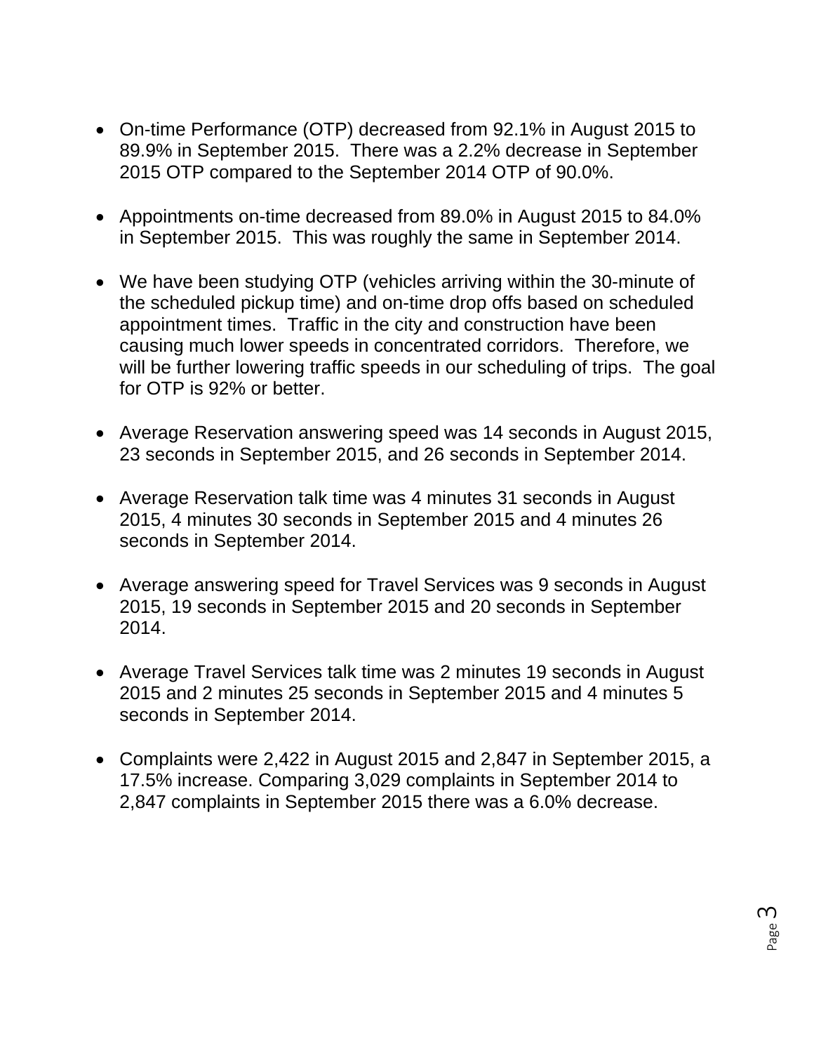- On-time Performance (OTP) decreased from 92.1% in August 2015 to 89.9% in September 2015. There was a 2.2% decrease in September 2015 OTP compared to the September 2014 OTP of 90.0%.

- Appointments on-time decreased from 89.0% in August 2015 to 84.0% in September 2015. This was roughly the same in September 2014.

- We have been studying OTP (vehicles arriving within the 30-minute of the scheduled pickup time) and on-time drop offs based on scheduled appointment times. Traffic in the city and construction have been causing much lower speeds in concentrated corridors. Therefore, we will be further lowering traffic speeds in our scheduling of trips. The goal for OTP is 92% or better.

- Average Reservation answering speed was 14 seconds in August 2015, 23 seconds in September 2015, and 26 seconds in September 2014.

- Average Reservation talk time was 4 minutes 31 seconds in August 2015, 4 minutes 30 seconds in September 2015 and 4 minutes 26 seconds in September 2014.

- Average answering speed for Travel Services was 9 seconds in August 2015, 19 seconds in September 2015 and 20 seconds in September 2014.

- Average Travel Services talk time was 2 minutes 19 seconds in August 2015 and 2 minutes 25 seconds in September 2015 and 4 minutes 5 seconds in September 2014.

- Complaints were 2,422 in August 2015 and 2,847 in September 2015, a 17.5% increase. Comparing 3,029 complaints in September 2014 to 2,847 complaints in September 2015 there was a 6.0% decrease.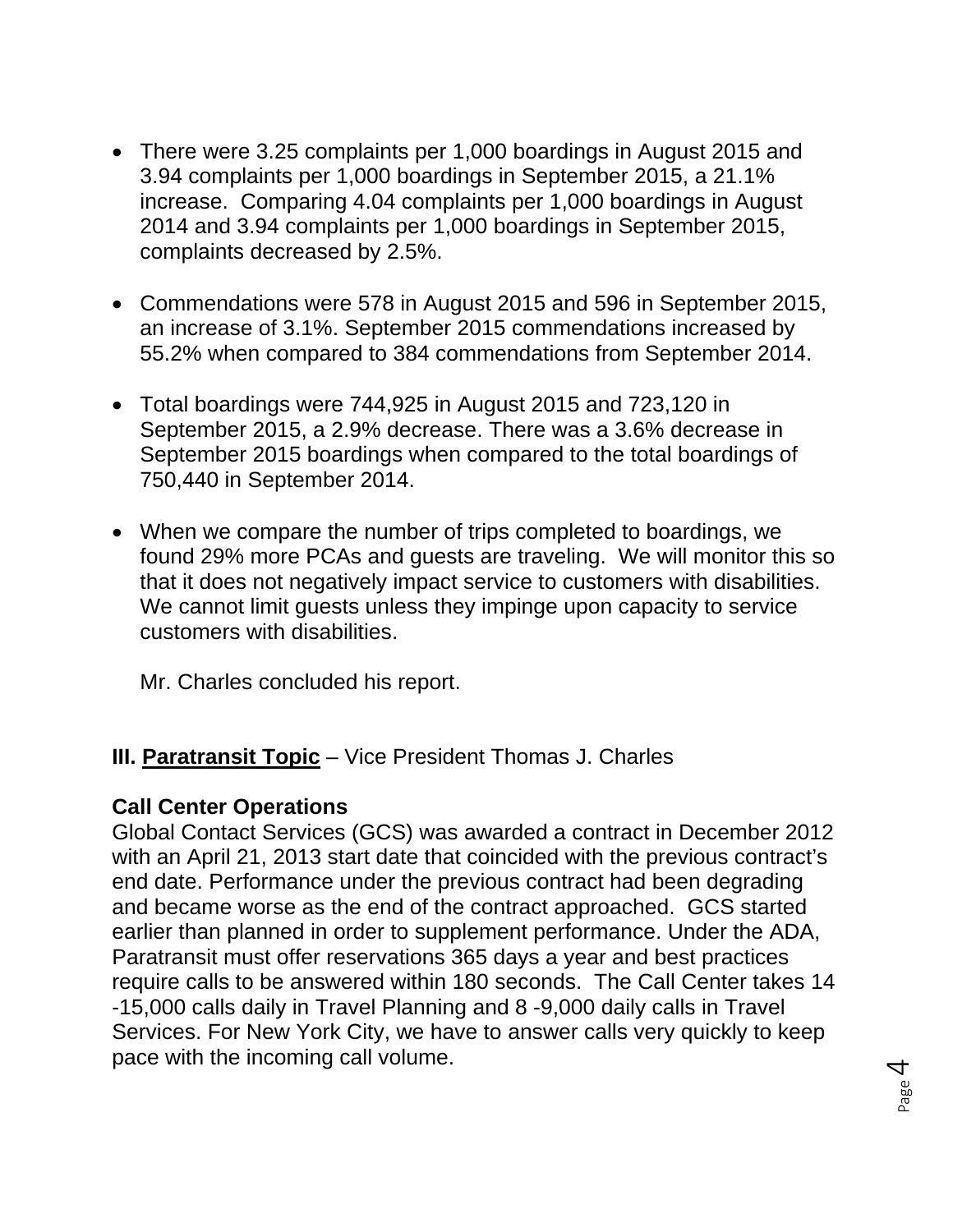- There were 3.25 complaints per 1,000 boardings in August 2015 and 3.94 complaints per 1,000 boardings in September 2015, a 21.1% increase. Comparing 4.04 complaints per 1,000 boardings in August 2014 and 3.94 complaints per 1,000 boardings in September 2015, complaints decreased by 2.5%.

- Commendations were 578 in August 2015 and 596 in September 2015, an increase of 3.1%. September 2015 commendations increased by 55.2% when compared to 384 commendations from September 2014.

- Total boardings were 744,925 in August 2015 and 723,120 in September 2015, a 2.9% decrease. There was a 3.6% decrease in September 2015 boardings when compared to the total boardings of 750,440 in September 2014.

- When we compare the number of trips completed to boardings, we found 29% more PCAs and guests are traveling. We will monitor this so that it does not negatively impact service to customers with disabilities. We cannot limit guests unless they impinge upon capacity to service customers with disabilities.

  Mr. Charles concluded his report.

**III. <u>Paratransit Topic</u>** – Vice President Thomas J. Charles

**Call Center Operations**

Global Contact Services (GCS) was awarded a contract in December 2012 with an April 21, 2013 start date that coincided with the previous contract's end date. Performance under the previous contract had been degrading and became worse as the end of the contract approached. GCS started earlier than planned in order to supplement performance. Under the ADA, Paratransit must offer reservations 365 days a year and best practices require calls to be answered within 180 seconds. The Call Center takes 14 -15,000 calls daily in Travel Planning and 8 -9,000 daily calls in Travel Services. For New York City, we have to answer calls very quickly to keep pace with the incoming call volume.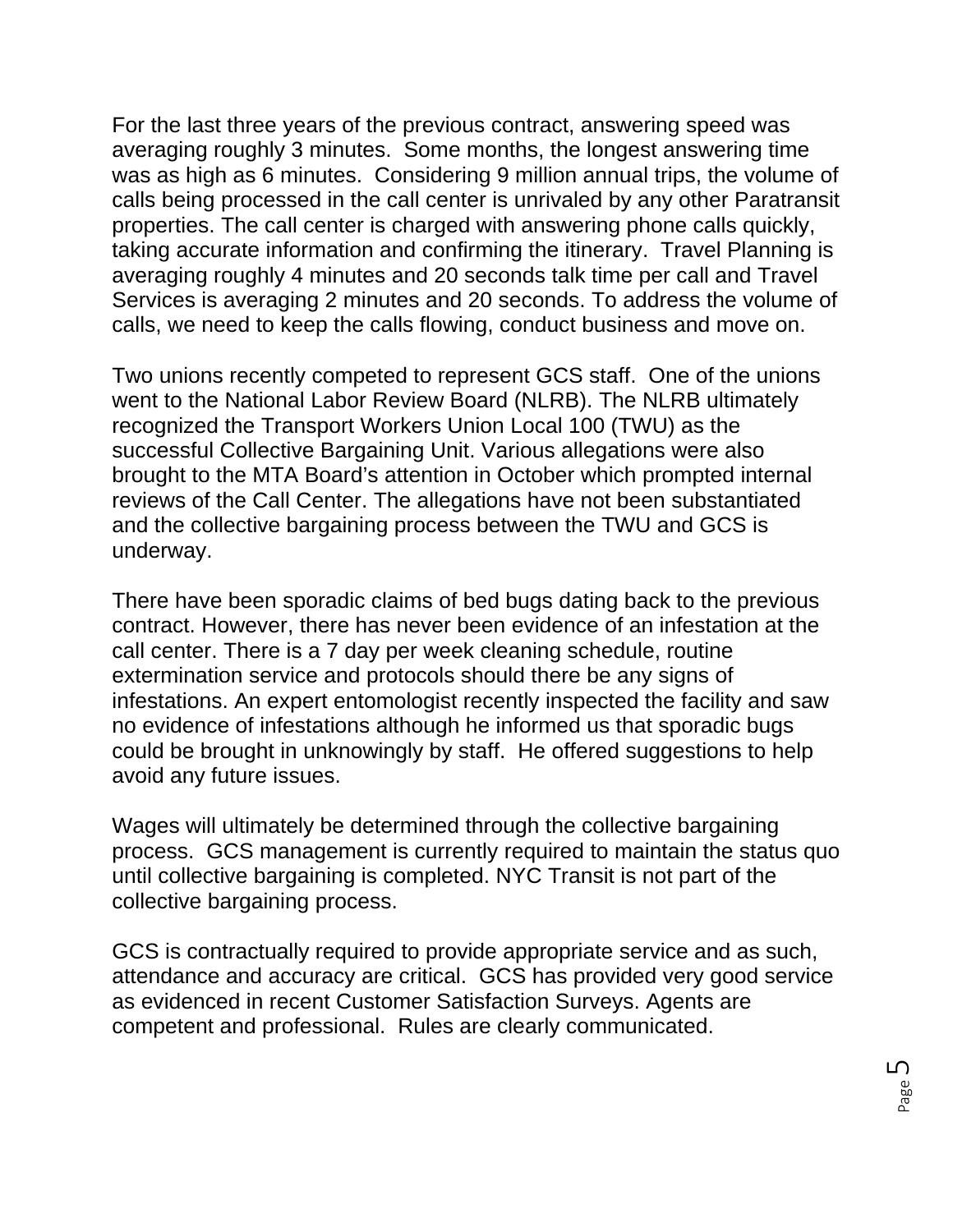For the last three years of the previous contract, answering speed was averaging roughly 3 minutes. Some months, the longest answering time was as high as 6 minutes. Considering 9 million annual trips, the volume of calls being processed in the call center is unrivaled by any other Paratransit properties. The call center is charged with answering phone calls quickly, taking accurate information and confirming the itinerary. Travel Planning is averaging roughly 4 minutes and 20 seconds talk time per call and Travel Services is averaging 2 minutes and 20 seconds. To address the volume of calls, we need to keep the calls flowing, conduct business and move on.

Two unions recently competed to represent GCS staff. One of the unions went to the National Labor Review Board (NLRB). The NLRB ultimately recognized the Transport Workers Union Local 100 (TWU) as the successful Collective Bargaining Unit. Various allegations were also brought to the MTA Board's attention in October which prompted internal reviews of the Call Center. The allegations have not been substantiated and the collective bargaining process between the TWU and GCS is underway.

There have been sporadic claims of bed bugs dating back to the previous contract. However, there has never been evidence of an infestation at the call center. There is a 7 day per week cleaning schedule, routine extermination service and protocols should there be any signs of infestations. An expert entomologist recently inspected the facility and saw no evidence of infestations although he informed us that sporadic bugs could be brought in unknowingly by staff. He offered suggestions to help avoid any future issues.

Wages will ultimately be determined through the collective bargaining process. GCS management is currently required to maintain the status quo until collective bargaining is completed. NYC Transit is not part of the collective bargaining process.

GCS is contractually required to provide appropriate service and as such, attendance and accuracy are critical. GCS has provided very good service as evidenced in recent Customer Satisfaction Surveys. Agents are competent and professional. Rules are clearly communicated.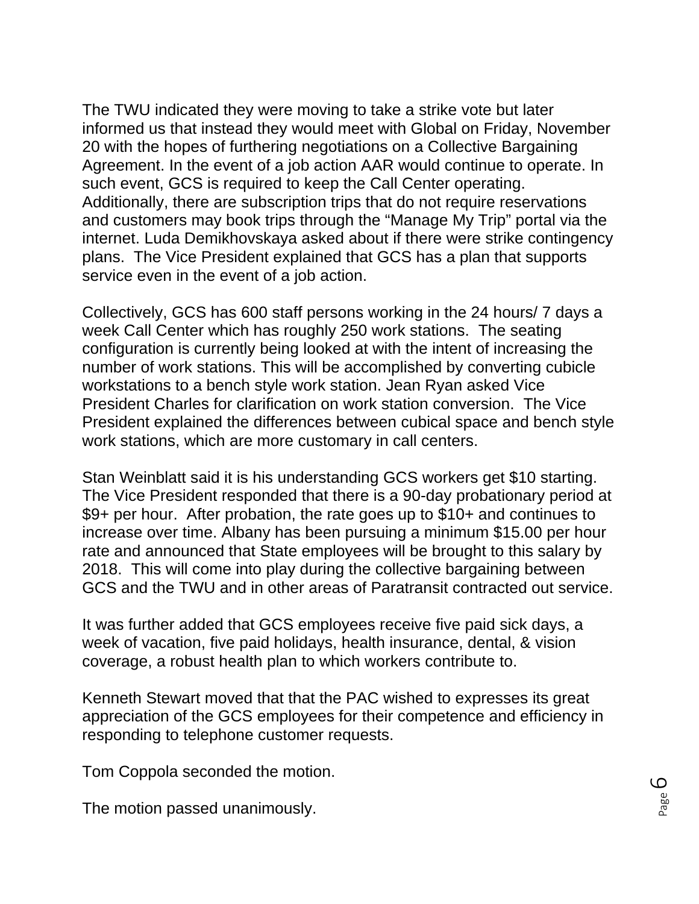The TWU indicated they were moving to take a strike vote but later informed us that instead they would meet with Global on Friday, November 20 with the hopes of furthering negotiations on a Collective Bargaining Agreement. In the event of a job action AAR would continue to operate. In such event, GCS is required to keep the Call Center operating. Additionally, there are subscription trips that do not require reservations and customers may book trips through the "Manage My Trip" portal via the internet. Luda Demikhovskaya asked about if there were strike contingency plans. The Vice President explained that GCS has a plan that supports service even in the event of a job action.

Collectively, GCS has 600 staff persons working in the 24 hours/ 7 days a week Call Center which has roughly 250 work stations. The seating configuration is currently being looked at with the intent of increasing the number of work stations. This will be accomplished by converting cubicle workstations to a bench style work station. Jean Ryan asked Vice President Charles for clarification on work station conversion. The Vice President explained the differences between cubical space and bench style work stations, which are more customary in call centers.

Stan Weinblatt said it is his understanding GCS workers get $10 starting. The Vice President responded that there is a 90-day probationary period at $9+ per hour. After probation, the rate goes up to $10+ and continues to increase over time. Albany has been pursuing a minimum $15.00 per hour rate and announced that State employees will be brought to this salary by 2018. This will come into play during the collective bargaining between GCS and the TWU and in other areas of Paratransit contracted out service.

It was further added that GCS employees receive five paid sick days, a week of vacation, five paid holidays, health insurance, dental, & vision coverage, a robust health plan to which workers contribute to.

Kenneth Stewart moved that that the PAC wished to expresses its great appreciation of the GCS employees for their competence and efficiency in responding to telephone customer requests.

Tom Coppola seconded the motion.

The motion passed unanimously.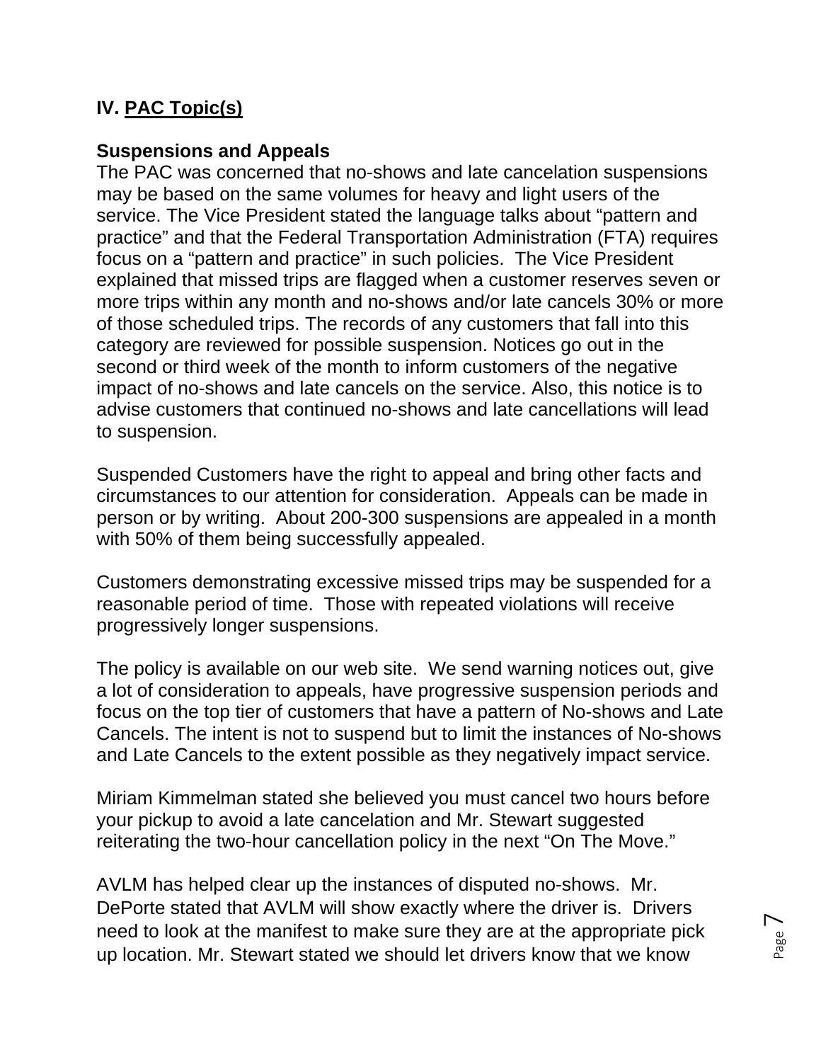## IV. <u>PAC Topic(s)</u>

**Suspensions and Appeals**

The PAC was concerned that no-shows and late cancelation suspensions may be based on the same volumes for heavy and light users of the service. The Vice President stated the language talks about "pattern and practice" and that the Federal Transportation Administration (FTA) requires focus on a "pattern and practice" in such policies. The Vice President explained that missed trips are flagged when a customer reserves seven or more trips within any month and no-shows and/or late cancels 30% or more of those scheduled trips. The records of any customers that fall into this category are reviewed for possible suspension. Notices go out in the second or third week of the month to inform customers of the negative impact of no-shows and late cancels on the service. Also, this notice is to advise customers that continued no-shows and late cancellations will lead to suspension.

Suspended Customers have the right to appeal and bring other facts and circumstances to our attention for consideration. Appeals can be made in person or by writing. About 200-300 suspensions are appealed in a month with 50% of them being successfully appealed.

Customers demonstrating excessive missed trips may be suspended for a reasonable period of time. Those with repeated violations will receive progressively longer suspensions.

The policy is available on our web site. We send warning notices out, give a lot of consideration to appeals, have progressive suspension periods and focus on the top tier of customers that have a pattern of No-shows and Late Cancels. The intent is not to suspend but to limit the instances of No-shows and Late Cancels to the extent possible as they negatively impact service.

Miriam Kimmelman stated she believed you must cancel two hours before your pickup to avoid a late cancelation and Mr. Stewart suggested reiterating the two-hour cancellation policy in the next "On The Move."

AVLM has helped clear up the instances of disputed no-shows. Mr. DePorte stated that AVLM will show exactly where the driver is. Drivers need to look at the manifest to make sure they are at the appropriate pick up location. Mr. Stewart stated we should let drivers know that we know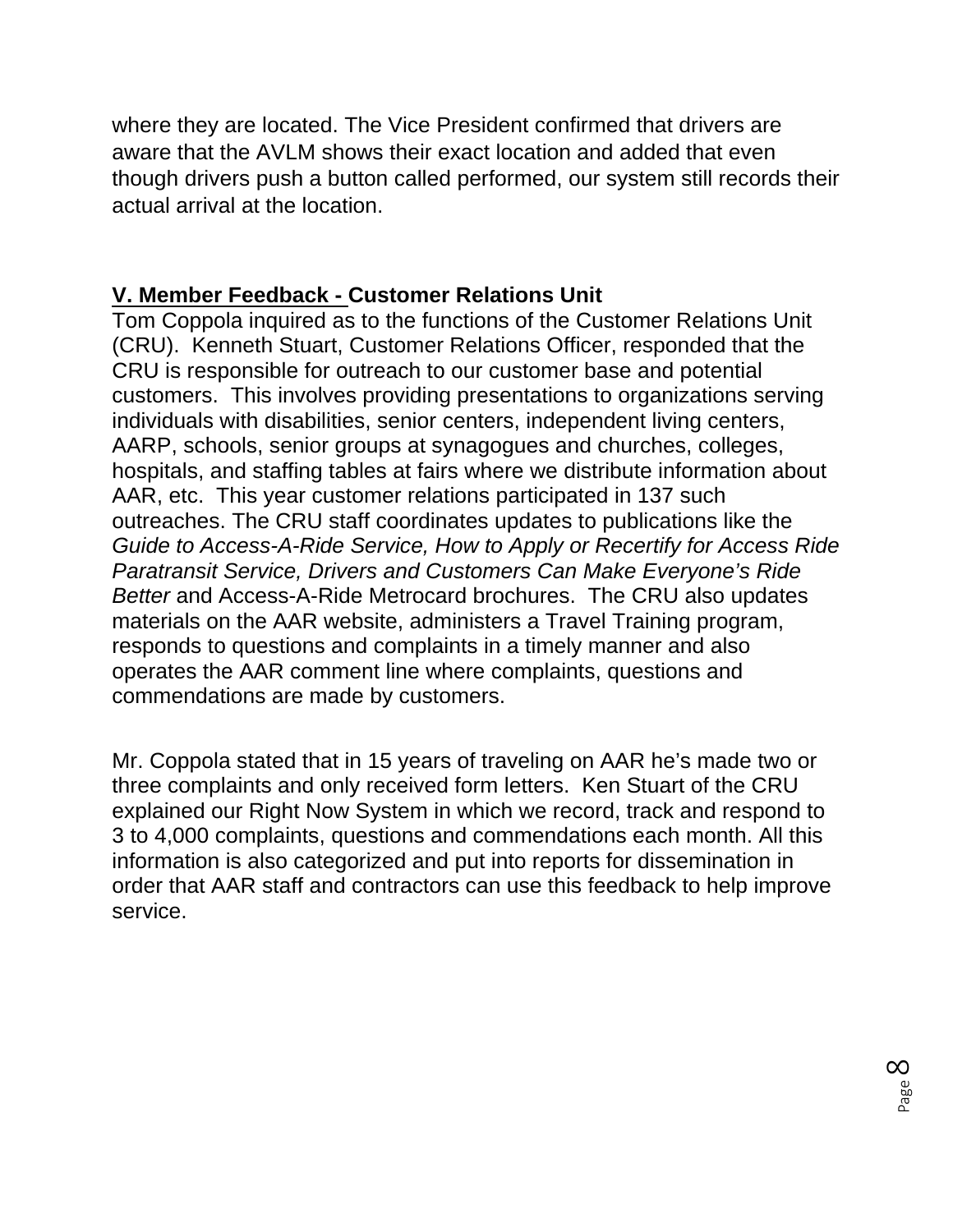where they are located. The Vice President confirmed that drivers are aware that the AVLM shows their exact location and added that even though drivers push a button called performed, our system still records their actual arrival at the location.

## V. Member Feedback - Customer Relations Unit

Tom Coppola inquired as to the functions of the Customer Relations Unit (CRU). Kenneth Stuart, Customer Relations Officer, responded that the CRU is responsible for outreach to our customer base and potential customers. This involves providing presentations to organizations serving individuals with disabilities, senior centers, independent living centers, AARP, schools, senior groups at synagogues and churches, colleges, hospitals, and staffing tables at fairs where we distribute information about AAR, etc. This year customer relations participated in 137 such outreaches. The CRU staff coordinates updates to publications like the *Guide to Access-A-Ride Service, How to Apply or Recertify for Access Ride Paratransit Service, Drivers and Customers Can Make Everyone's Ride Better* and Access-A-Ride Metrocard brochures. The CRU also updates materials on the AAR website, administers a Travel Training program, responds to questions and complaints in a timely manner and also operates the AAR comment line where complaints, questions and commendations are made by customers.

Mr. Coppola stated that in 15 years of traveling on AAR he's made two or three complaints and only received form letters. Ken Stuart of the CRU explained our Right Now System in which we record, track and respond to 3 to 4,000 complaints, questions and commendations each month. All this information is also categorized and put into reports for dissemination in order that AAR staff and contractors can use this feedback to help improve service.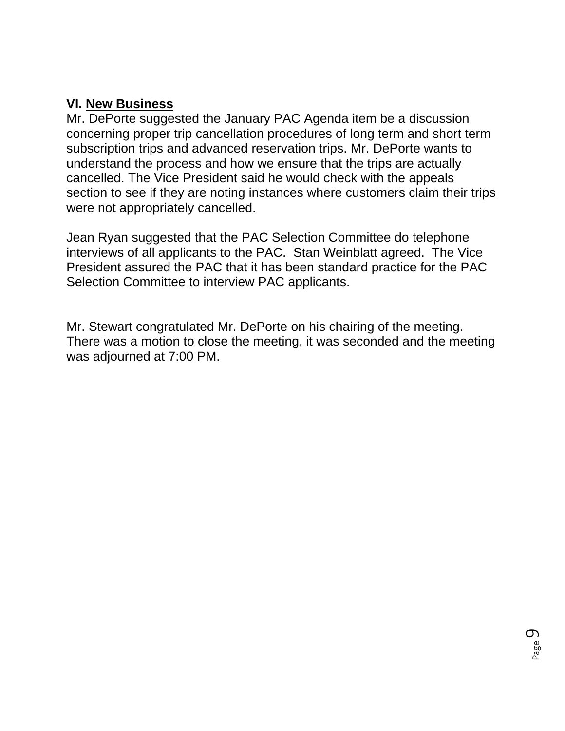**VI. <u>New Business</u>**

Mr. DePorte suggested the January PAC Agenda item be a discussion concerning proper trip cancellation procedures of long term and short term subscription trips and advanced reservation trips. Mr. DePorte wants to understand the process and how we ensure that the trips are actually cancelled. The Vice President said he would check with the appeals section to see if they are noting instances where customers claim their trips were not appropriately cancelled.

Jean Ryan suggested that the PAC Selection Committee do telephone interviews of all applicants to the PAC. Stan Weinblatt agreed. The Vice President assured the PAC that it has been standard practice for the PAC Selection Committee to interview PAC applicants.

Mr. Stewart congratulated Mr. DePorte on his chairing of the meeting. There was a motion to close the meeting, it was seconded and the meeting was adjourned at 7:00 PM.